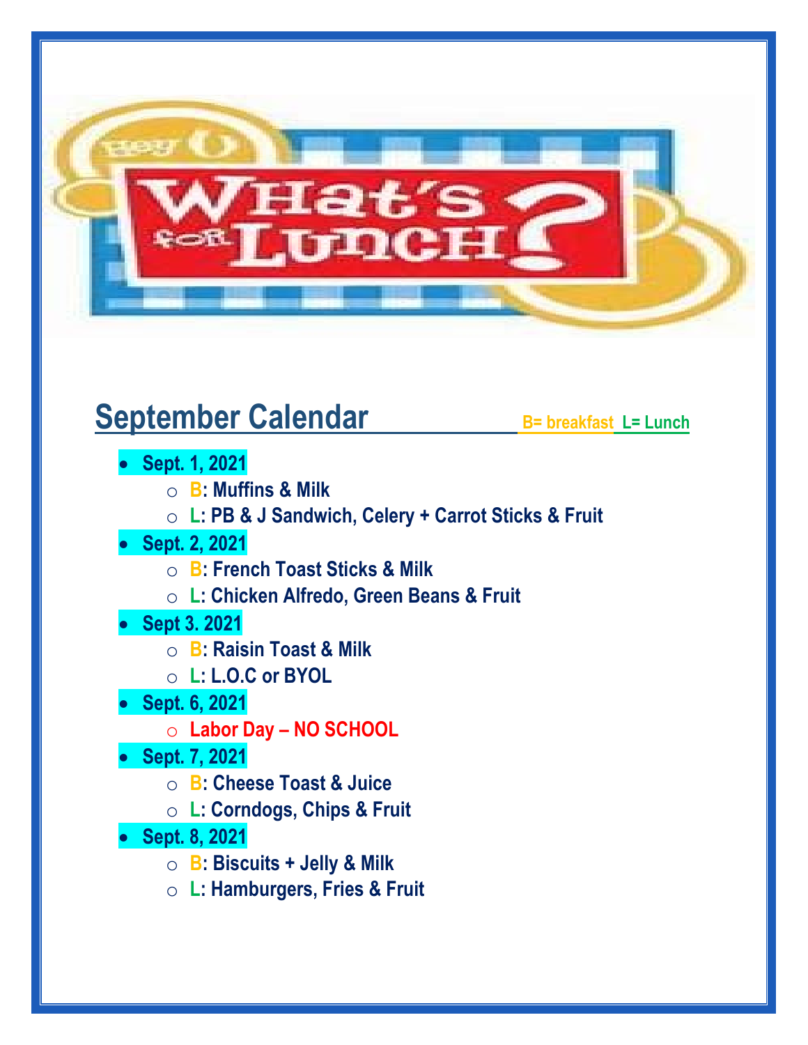## September Calendar

B= breakfast L= Lunch

- **Sept. 1, 2021**
  - **B: Muffins & Milk**
  - **L: PB & J Sandwich, Celery + Carrot Sticks & Fruit**
- **Sept. 2, 2021**
  - **B: French Toast Sticks & Milk**
  - **L: Chicken Alfredo, Green Beans & Fruit**
- **Sept 3. 2021**
  - **B: Raisin Toast & Milk**
  - **L: L.O.C or BYOL**
- **Sept. 6, 2021**
  - **Labor Day – NO SCHOOL**
- **Sept. 7, 2021**
  - **B: Cheese Toast & Juice**
  - **L: Corndogs, Chips & Fruit**
- **Sept. 8, 2021**
  - **B: Biscuits + Jelly & Milk**
  - **L: Hamburgers, Fries & Fruit**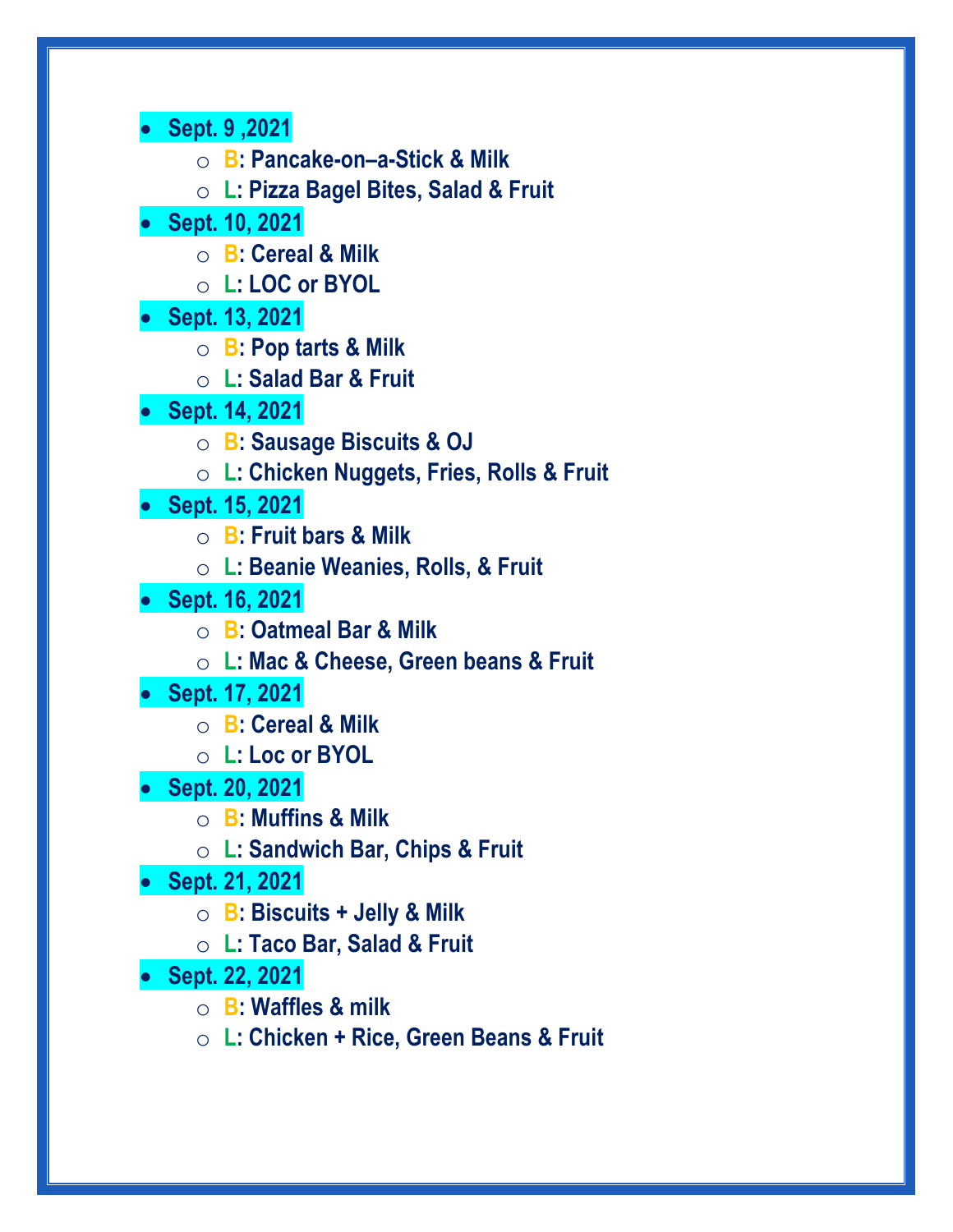- **Sept. 9 ,2021**
  - **B: Pancake-on–a-Stick & Milk**
  - **L: Pizza Bagel Bites, Salad & Fruit**
- **Sept. 10, 2021**
  - **B: Cereal & Milk**
  - **L: LOC or BYOL**
- **Sept. 13, 2021**
  - **B: Pop tarts & Milk**
  - **L: Salad Bar & Fruit**
- **Sept. 14, 2021**
  - **B: Sausage Biscuits & OJ**
  - **L: Chicken Nuggets, Fries, Rolls & Fruit**
- **Sept. 15, 2021**
  - **B: Fruit bars & Milk**
  - **L: Beanie Weanies, Rolls, & Fruit**
- **Sept. 16, 2021**
  - **B: Oatmeal Bar & Milk**
  - **L: Mac & Cheese, Green beans & Fruit**
- **Sept. 17, 2021**
  - **B: Cereal & Milk**
  - **L: Loc or BYOL**
- **Sept. 20, 2021**
  - **B: Muffins & Milk**
  - **L: Sandwich Bar, Chips & Fruit**
- **Sept. 21, 2021**
  - **B: Biscuits + Jelly & Milk**
  - **L: Taco Bar, Salad & Fruit**
- **Sept. 22, 2021**
  - **B: Waffles & milk**
  - **L: Chicken + Rice, Green Beans & Fruit**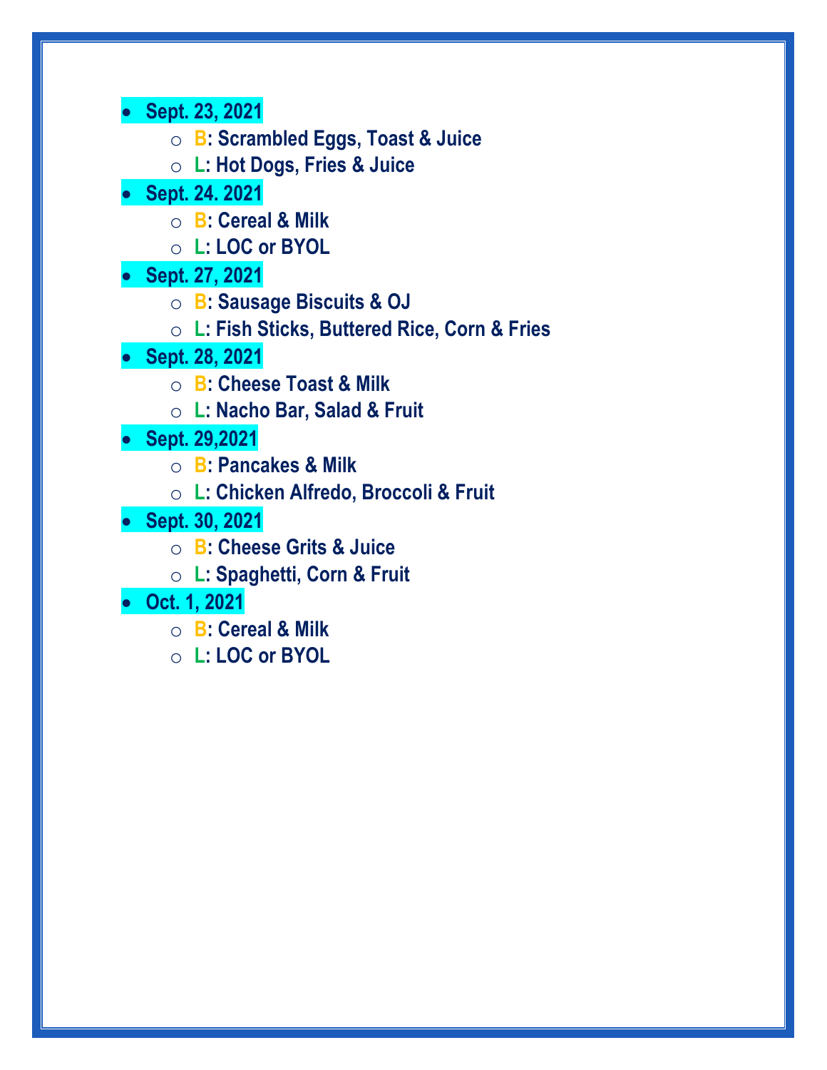- **Sept. 23, 2021**
  - **B: Scrambled Eggs, Toast & Juice**
  - **L: Hot Dogs, Fries & Juice**
- **Sept. 24. 2021**
  - **B: Cereal & Milk**
  - **L: LOC or BYOL**
- **Sept. 27, 2021**
  - **B: Sausage Biscuits & OJ**
  - **L: Fish Sticks, Buttered Rice, Corn & Fries**
- **Sept. 28, 2021**
  - **B: Cheese Toast & Milk**
  - **L: Nacho Bar, Salad & Fruit**
- **Sept. 29,2021**
  - **B: Pancakes & Milk**
  - **L: Chicken Alfredo, Broccoli & Fruit**
- **Sept. 30, 2021**
  - **B: Cheese Grits & Juice**
  - **L: Spaghetti, Corn & Fruit**
- **Oct. 1, 2021**
  - **B: Cereal & Milk**
  - **L: LOC or BYOL**